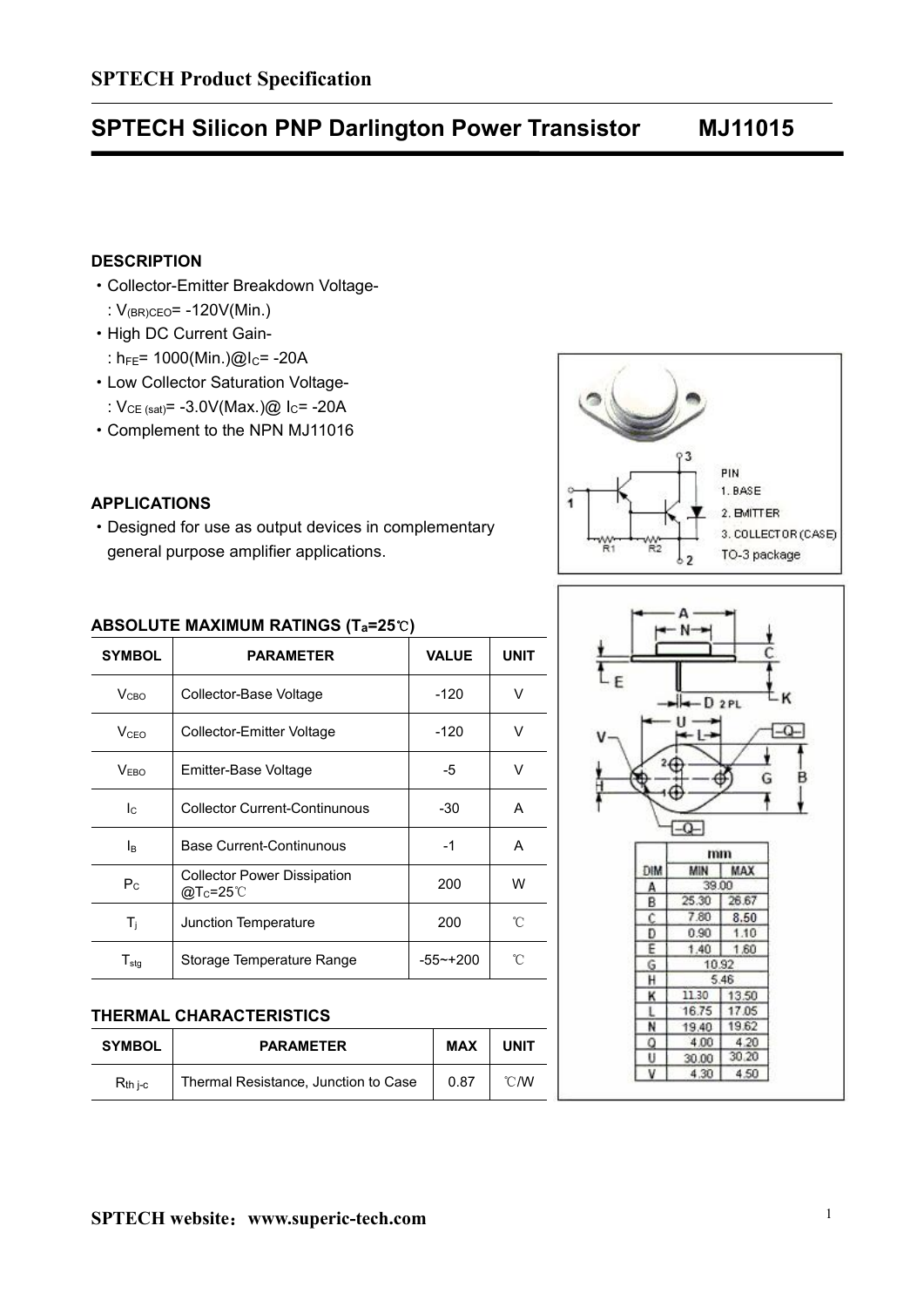## SPTECH Product Specification

# SPTECH Silicon PNP Darlington Power Transistor MJ11015

### DESCRIPTION

- Collector-Emitter Breakdown Voltage-
  : $V_{(BR)CEO}$= -120V(Min.)
- High DC Current Gain-
  : $h_{FE}$= 1000(Min.)@$I_C$= -20A
- Low Collector Saturation Voltage-
  : $V_{CE\ (sat)}$= -3.0V(Max.)@ $I_C$= -20A
- Complement to the NPN MJ11016

PIN
1. BASE
2. EMITTER
3. COLLECTOR (CASE)

TO-3 package

### APPLICATIONS

- Designed for use as output devices in complementary general purpose amplifier applications.

### ABSOLUTE MAXIMUM RATINGS ($T_a$=25℃)

| SYMBOL | PARAMETER | VALUE | UNIT |
|---|---|---|---|
| $V_{CBO}$ | Collector-Base Voltage | -120 | V |
| $V_{CEO}$ | Collector-Emitter Voltage | -120 | V |
| $V_{EBO}$ | Emitter-Base Voltage | -5 | V |
| $I_C$ | Collector Current-Continunous | -30 | A |
| $I_B$ | Base Current-Continunous | -1 | A |
| $P_C$ | Collector Power Dissipation @$T_C$=25℃ | 200 | W |
| $T_j$ | Junction Temperature | 200 | ℃ |
| $T_{stg}$ | Storage Temperature Range | -55~+200 | ℃ |

### THERMAL CHARACTERISTICS

| SYMBOL | PARAMETER | MAX | UNIT |
|---|---|---|---|
| $R_{th\ j\text{-}c}$ | Thermal Resistance, Junction to Case | 0.87 | ℃/W |

| DIM | mm MIN | mm MAX |
|---|---|---|
| A | 39.00 | |
| B | 25.30 | 26.67 |
| C | 7.80 | 8.50 |
| D | 0.90 | 1.10 |
| E | 1.40 | 1.60 |
| G | 10.92 | |
| H | 5.46 | |
| K | 11.30 | 13.50 |
| L | 16.75 | 17.05 |
| N | 19.40 | 19.62 |
| Q | 4.00 | 4.20 |
| U | 30.00 | 30.20 |
| V | 4.30 | 4.50 |

SPTECH website：www.superic-tech.com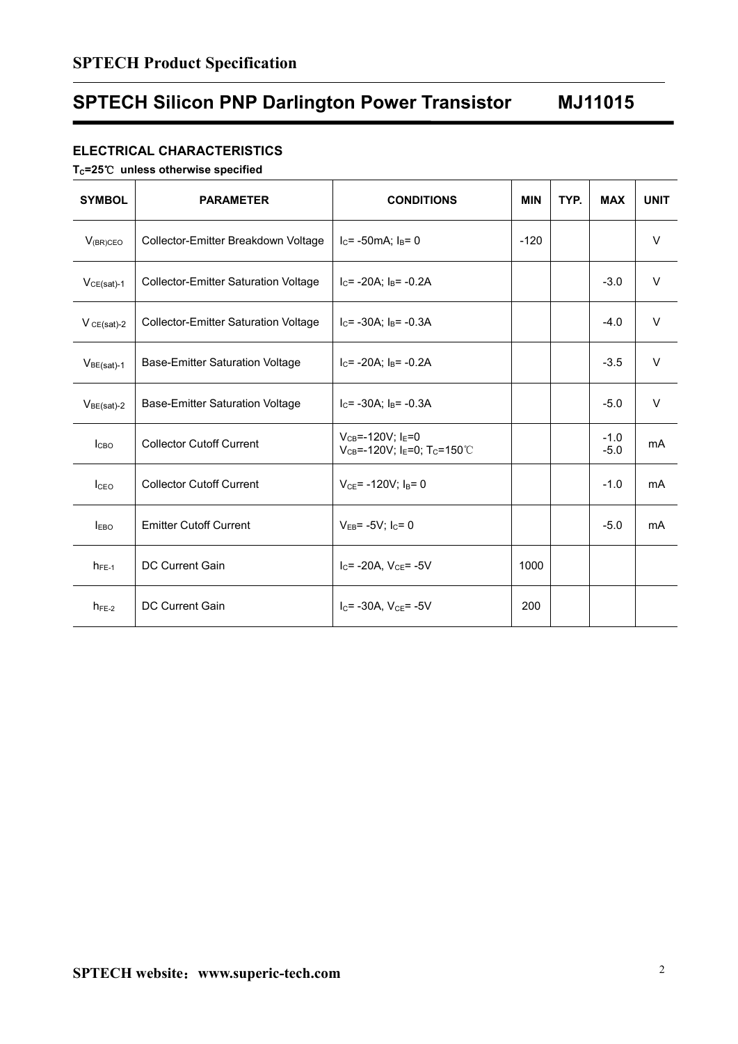## ELECTRICAL CHARACTERISTICS

**$T_C$=25℃ unless otherwise specified**

| SYMBOL | PARAMETER | CONDITIONS | MIN | TYP. | MAX | UNIT |
|---|---|---|---|---|---|---|
| $V_{(BR)CEO}$ | Collector-Emitter Breakdown Voltage | $I_C$= -50mA; $I_B$= 0 | -120 | | | V |
| $V_{CE(sat)-1}$ | Collector-Emitter Saturation Voltage | $I_C$= -20A; $I_B$= -0.2A | | | -3.0 | V |
| $V_{CE(sat)-2}$ | Collector-Emitter Saturation Voltage | $I_C$= -30A; $I_B$= -0.3A | | | -4.0 | V |
| $V_{BE(sat)-1}$ | Base-Emitter Saturation Voltage | $I_C$= -20A; $I_B$= -0.2A | | | -3.5 | V |
| $V_{BE(sat)-2}$ | Base-Emitter Saturation Voltage | $I_C$= -30A; $I_B$= -0.3A | | | -5.0 | V |
| $I_{CBO}$ | Collector Cutoff Current | $V_{CB}$=-120V; $I_E$=0<br>$V_{CB}$=-120V; $I_E$=0; $T_C$=150℃ | | | -1.0<br>-5.0 | mA |
| $I_{CEO}$ | Collector Cutoff Current | $V_{CE}$= -120V; $I_B$= 0 | | | -1.0 | mA |
| $I_{EBO}$ | Emitter Cutoff Current | $V_{EB}$= -5V; $I_C$= 0 | | | -5.0 | mA |
| $h_{FE-1}$ | DC Current Gain | $I_C$= -20A, $V_{CE}$= -5V | 1000 | | | |
| $h_{FE-2}$ | DC Current Gain | $I_C$= -30A, $V_{CE}$= -5V | 200 | | | |